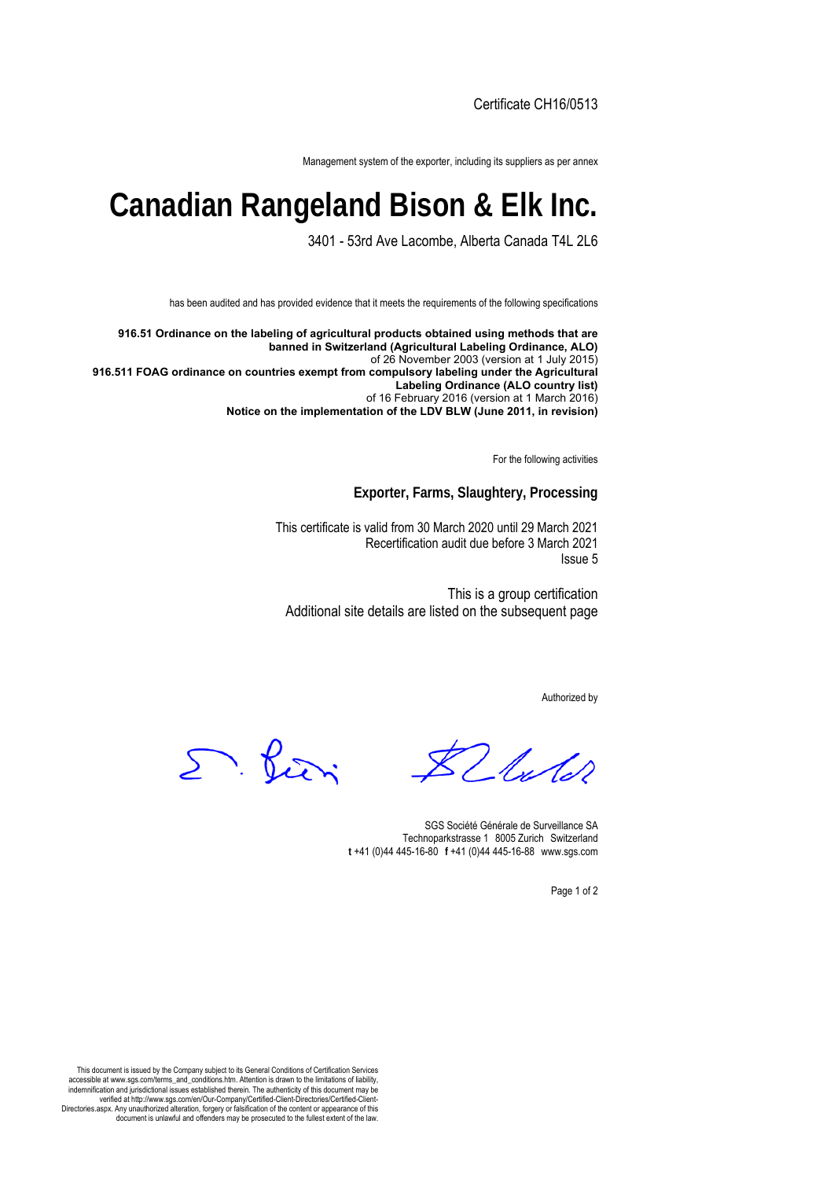Certificate CH16/0513

Management system of the exporter, including its suppliers as per annex

# Canadian Rangeland Bison & Elk Inc.

3401 - 53rd Ave Lacombe, Alberta Canada T4L 2L6

has been audited and has provided evidence that it meets the requirements of the following specifications

**916.51 Ordinance on the labeling of agricultural products obtained using methods that are banned in Switzerland (Agricultural Labeling Ordinance, ALO)**
of 26 November 2003 (version at 1 July 2015)
**916.511 FOAG ordinance on countries exempt from compulsory labeling under the Agricultural Labeling Ordinance (ALO country list)**
of 16 February 2016 (version at 1 March 2016)
**Notice on the implementation of the LDV BLW (June 2011, in revision)**

For the following activities

**Exporter, Farms, Slaughtery, Processing**

This certificate is valid from 30 March 2020 until 29 March 2021
Recertification audit due before 3 March 2021
Issue 5

This is a group certification
Additional site details are listed on the subsequent page

Authorized by

SGS Société Générale de Surveillance SA
Technoparkstrasse 1 8005 Zurich Switzerland
**t** +41 (0)44 445-16-80 **f** +41 (0)44 445-16-88 www.sgs.com

This document is issued by the Company subject to its General Conditions of Certification Services accessible at www.sgs.com/terms_and_conditions.htm. Attention is drawn to the limitations of liability, indemnification and jurisdictional issues established therein. The authenticity of this document may be verified at http://www.sgs.com/en/Our-Company/Certified-Client-Directories/Certified-Client-Directories.aspx. Any unauthorized alteration, forgery or falsification of the content or appearance of this document is unlawful and offenders may be prosecuted to the fullest extent of the law.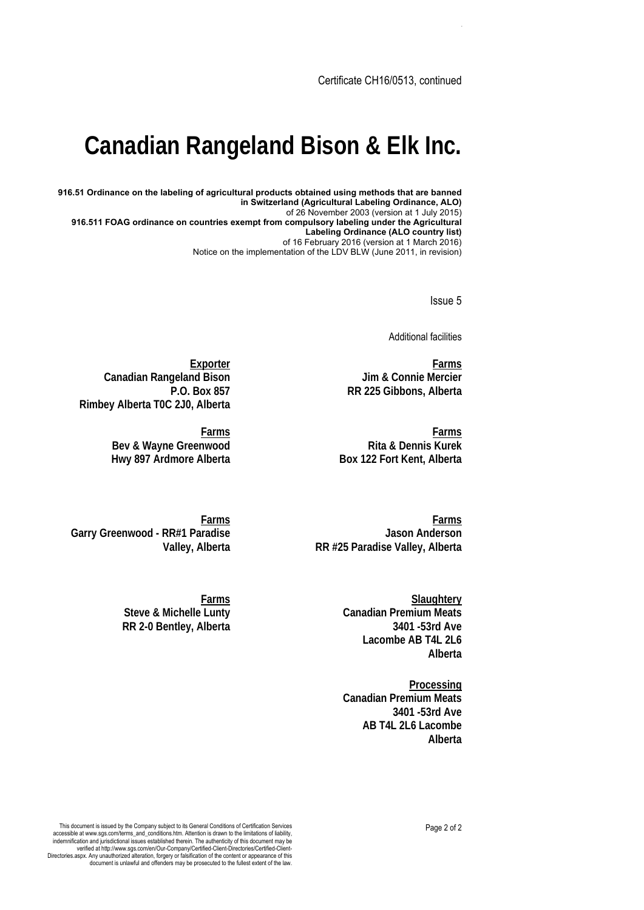Certificate CH16/0513, continued

# Canadian Rangeland Bison & Elk Inc.

**916.51 Ordinance on the labeling of agricultural products obtained using methods that are banned in Switzerland (Agricultural Labeling Ordinance, ALO)**
of 26 November 2003 (version at 1 July 2015)
**916.511 FOAG ordinance on countries exempt from compulsory labeling under the Agricultural Labeling Ordinance (ALO country list)**
of 16 February 2016 (version at 1 March 2016)
Notice on the implementation of the LDV BLW (June 2011, in revision)

Issue 5

Additional facilities

**Exporter**
**Canadian Rangeland Bison**
**P.O. Box 857**
**Rimbey Alberta T0C 2J0, Alberta**

**Farms**
**Jim & Connie Mercier**
**RR 225 Gibbons, Alberta**

**Farms**
**Bev & Wayne Greenwood**
**Hwy 897 Ardmore Alberta**

**Farms**
**Rita & Dennis Kurek**
**Box 122 Fort Kent, Alberta**

**Farms**
**Garry Greenwood - RR#1 Paradise Valley, Alberta**

**Farms**
**Jason Anderson**
**RR #25 Paradise Valley, Alberta**

**Farms**
**Steve & Michelle Lunty**
**RR 2-0 Bentley, Alberta**

**Slaughtery**
**Canadian Premium Meats**
**3401 -53rd Ave**
**Lacombe AB T4L 2L6**
**Alberta**

**Processing**
**Canadian Premium Meats**
**3401 -53rd Ave**
**AB T4L 2L6 Lacombe**
**Alberta**

This document is issued by the Company subject to its General Conditions of Certification Services accessible at www.sgs.com/terms_and_conditions.htm. Attention is drawn to the limitations of liability, indemnification and jurisdictional issues established therein. The authenticity of this document may be verified at http://www.sgs.com/en/Our-Company/Certified-Client-Directories/Certified-Client-Directories.aspx. Any unauthorized alteration, forgery or falsification of the content or appearance of this document is unlawful and offenders may be prosecuted to the fullest extent of the law.